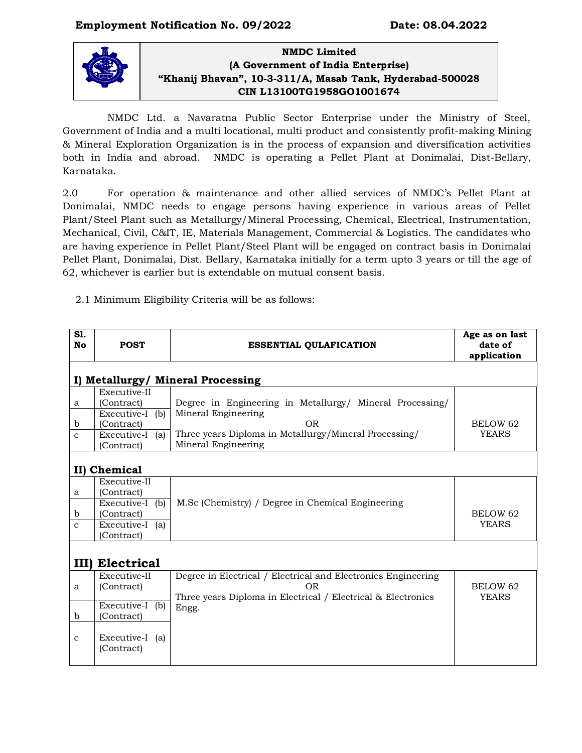**Employment Notification No. 09/2022** **Date: 08.04.2022**

**NMDC Limited**
**(A Government of India Enterprise)**
**"Khanij Bhavan", 10-3-311/A, Masab Tank, Hyderabad-500028**
**CIN L13100TG1958GO1001674**

NMDC Ltd. a Navaratna Public Sector Enterprise under the Ministry of Steel, Government of India and a multi locational, multi product and consistently profit-making Mining & Mineral Exploration Organization is in the process of expansion and diversification activities both in India and abroad. NMDC is operating a Pellet Plant at Donimalai, Dist-Bellary, Karnataka.

2.0 For operation & maintenance and other allied services of NMDC's Pellet Plant at Donimalai, NMDC needs to engage persons having experience in various areas of Pellet Plant/Steel Plant such as Metallurgy/Mineral Processing, Chemical, Electrical, Instrumentation, Mechanical, Civil, C&IT, IE, Materials Management, Commercial & Logistics. The candidates who are having experience in Pellet Plant/Steel Plant will be engaged on contract basis in Donimalai Pellet Plant, Donimalai, Dist. Bellary, Karnataka initially for a term upto 3 years or till the age of 62, whichever is earlier but is extendable on mutual consent basis.

2.1 Minimum Eligibility Criteria will be as follows:

| Sl. No | POST | ESSENTIAL QULAFICATION | Age as on last date of application |
|---|---|---|---|
| **I) Metallurgy/ Mineral Processing** | | | |
| a | Executive-II (Contract) | Degree in Engineering in Metallurgy/ Mineral Processing/ Mineral Engineering OR Three years Diploma in Metallurgy/Mineral Processing/ Mineral Engineering | BELOW 62 YEARS |
| b | Executive-I (b) (Contract) | | |
| c | Executive-I (a) (Contract) | | |
| **II) Chemical** | | | |
| a | Executive-II (Contract) | M.Sc (Chemistry) / Degree in Chemical Engineering | BELOW 62 YEARS |
| b | Executive-I (b) (Contract) | | |
| c | Executive-I (a) (Contract) | | |
| **III) Electrical** | | | |
| a | Executive-II (Contract) | Degree in Electrical / Electrical and Electronics Engineering OR Three years Diploma in Electrical / Electrical & Electronics Engg. | BELOW 62 YEARS |
| b | Executive-I (b) (Contract) | | |
| c | Executive-I (a) (Contract) | | |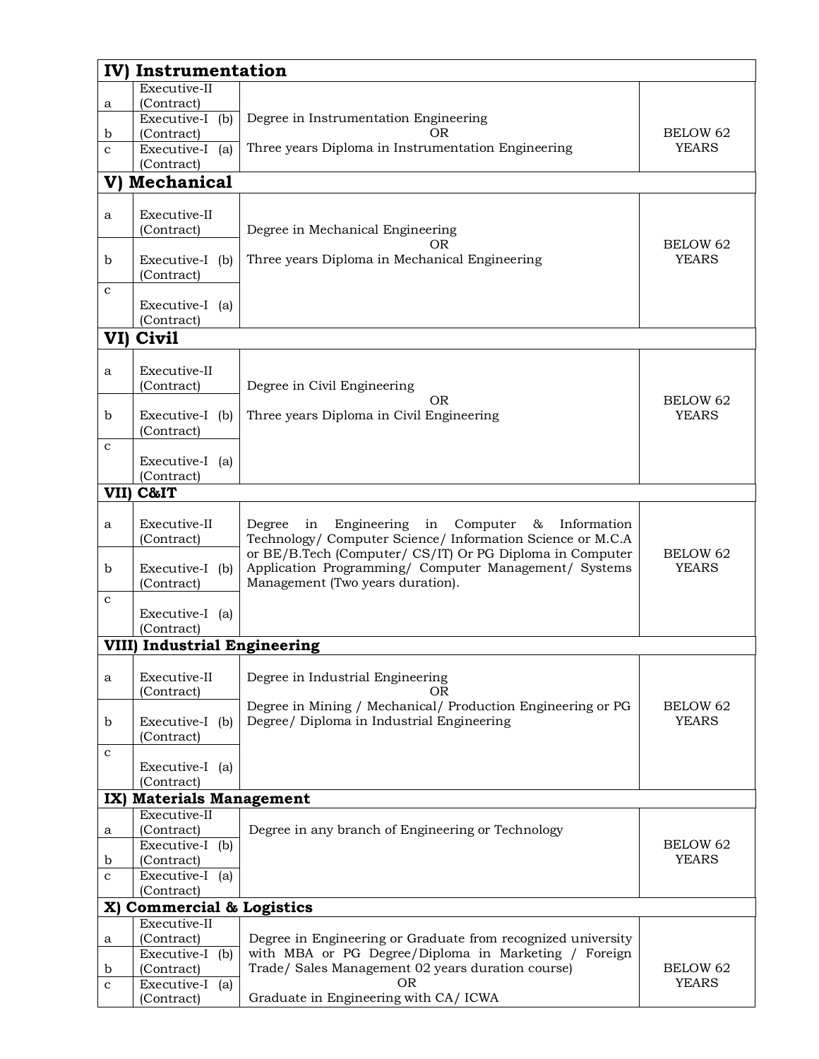| | | | |
|---|---|---|---|
| **IV) Instrumentation** | | | |
| a | Executive-II (Contract) | Degree in Instrumentation Engineering<br>OR<br>Three years Diploma in Instrumentation Engineering | BELOW 62 YEARS |
| b | Executive-I (b) (Contract) | | |
| c | Executive-I (a) (Contract) | | |
| **V) Mechanical** | | | |
| a | Executive-II (Contract) | Degree in Mechanical Engineering<br>OR<br>Three years Diploma in Mechanical Engineering | BELOW 62 YEARS |
| b | Executive-I (b) (Contract) | | |
| c | Executive-I (a) (Contract) | | |
| **VI) Civil** | | | |
| a | Executive-II (Contract) | Degree in Civil Engineering<br>OR<br>Three years Diploma in Civil Engineering | BELOW 62 YEARS |
| b | Executive-I (b) (Contract) | | |
| c | Executive-I (a) (Contract) | | |
| **VII) C&IT** | | | |
| a | Executive-II (Contract) | Degree in Engineering in Computer & Information Technology/ Computer Science/ Information Science or M.C.A or BE/B.Tech (Computer/ CS/IT) Or PG Diploma in Computer Application Programming/ Computer Management/ Systems Management (Two years duration). | BELOW 62 YEARS |
| b | Executive-I (b) (Contract) | | |
| c | Executive-I (a) (Contract) | | |
| **VIII) Industrial Engineering** | | | |
| a | Executive-II (Contract) | Degree in Industrial Engineering<br>OR<br>Degree in Mining / Mechanical/ Production Engineering or PG Degree/ Diploma in Industrial Engineering | BELOW 62 YEARS |
| b | Executive-I (b) (Contract) | | |
| c | Executive-I (a) (Contract) | | |
| **IX) Materials Management** | | | |
| a | Executive-II (Contract) | Degree in any branch of Engineering or Technology | BELOW 62 YEARS |
| b | Executive-I (b) (Contract) | | |
| c | Executive-I (a) (Contract) | | |
| **X) Commercial & Logistics** | | | |
| a | Executive-II (Contract) | Degree in Engineering or Graduate from recognized university with MBA or PG Degree/Diploma in Marketing / Foreign Trade/ Sales Management 02 years duration course)<br>OR<br>Graduate in Engineering with CA/ ICWA | BELOW 62 YEARS |
| b | Executive-I (b) (Contract) | | |
| c | Executive-I (a) (Contract) | | |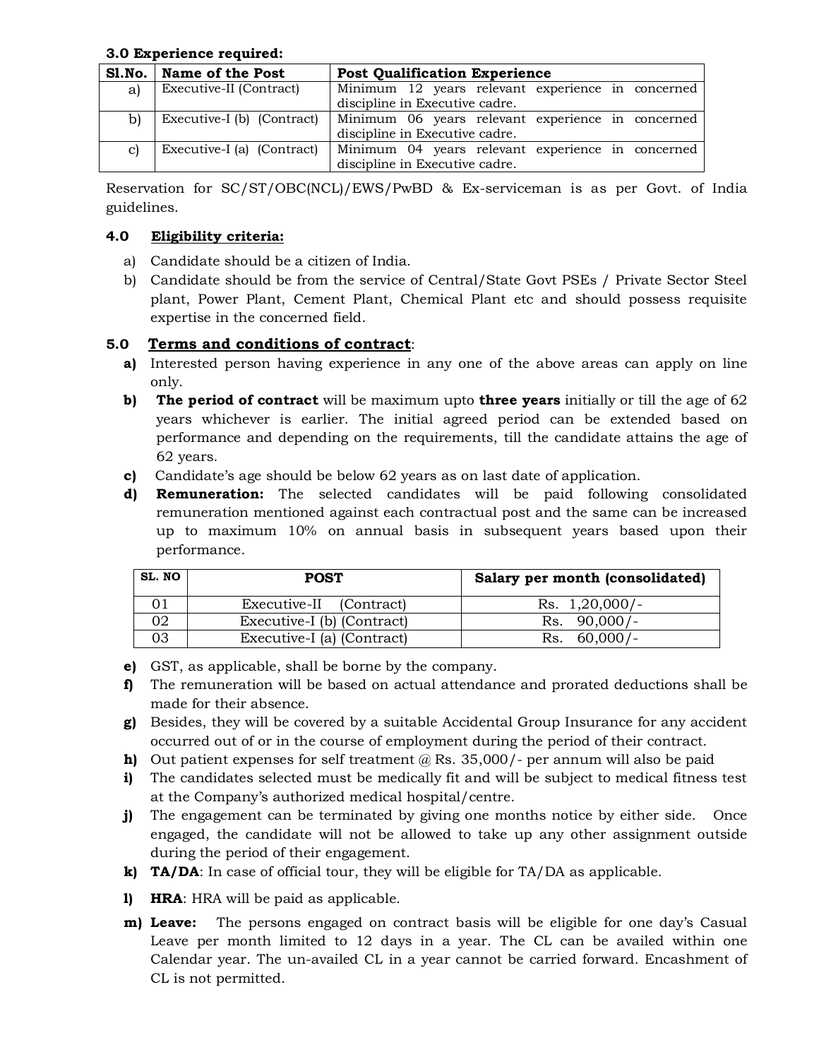### 3.0 Experience required:

| Sl.No. | Name of the Post | Post Qualification Experience |
|---|---|---|
| a) | Executive-II (Contract) | Minimum 12 years relevant experience in concerned discipline in Executive cadre. |
| b) | Executive-I (b) (Contract) | Minimum 06 years relevant experience in concerned discipline in Executive cadre. |
| c) | Executive-I (a) (Contract) | Minimum 04 years relevant experience in concerned discipline in Executive cadre. |

Reservation for SC/ST/OBC(NCL)/EWS/PwBD & Ex-serviceman is as per Govt. of India guidelines.

### 4.0 Eligibility criteria:

a) Candidate should be a citizen of India.

b) Candidate should be from the service of Central/State Govt PSEs / Private Sector Steel plant, Power Plant, Cement Plant, Chemical Plant etc and should possess requisite expertise in the concerned field.

### 5.0 Terms and conditions of contract:

**a)** Interested person having experience in any one of the above areas can apply on line only.

**b)** **The period of contract** will be maximum upto **three years** initially or till the age of 62 years whichever is earlier. The initial agreed period can be extended based on performance and depending on the requirements, till the candidate attains the age of 62 years.

**c)** Candidate's age should be below 62 years as on last date of application.

**d)** **Remuneration:** The selected candidates will be paid following consolidated remuneration mentioned against each contractual post and the same can be increased up to maximum 10% on annual basis in subsequent years based upon their performance.

| SL. NO | POST | Salary per month (consolidated) |
|---|---|---|
| 01 | Executive-II (Contract) | Rs. 1,20,000/- |
| 02 | Executive-I (b) (Contract) | Rs. 90,000/- |
| 03 | Executive-I (a) (Contract) | Rs. 60,000/- |

**e)** GST, as applicable, shall be borne by the company.

**f)** The remuneration will be based on actual attendance and prorated deductions shall be made for their absence.

**g)** Besides, they will be covered by a suitable Accidental Group Insurance for any accident occurred out of or in the course of employment during the period of their contract.

**h)** Out patient expenses for self treatment @ Rs. 35,000/- per annum will also be paid

**i)** The candidates selected must be medically fit and will be subject to medical fitness test at the Company's authorized medical hospital/centre.

**j)** The engagement can be terminated by giving one months notice by either side. Once engaged, the candidate will not be allowed to take up any other assignment outside during the period of their engagement.

**k)** **TA/DA**: In case of official tour, they will be eligible for TA/DA as applicable.

**l)** **HRA**: HRA will be paid as applicable.

**m)** **Leave:** The persons engaged on contract basis will be eligible for one day's Casual Leave per month limited to 12 days in a year. The CL can be availed within one Calendar year. The un-availed CL in a year cannot be carried forward. Encashment of CL is not permitted.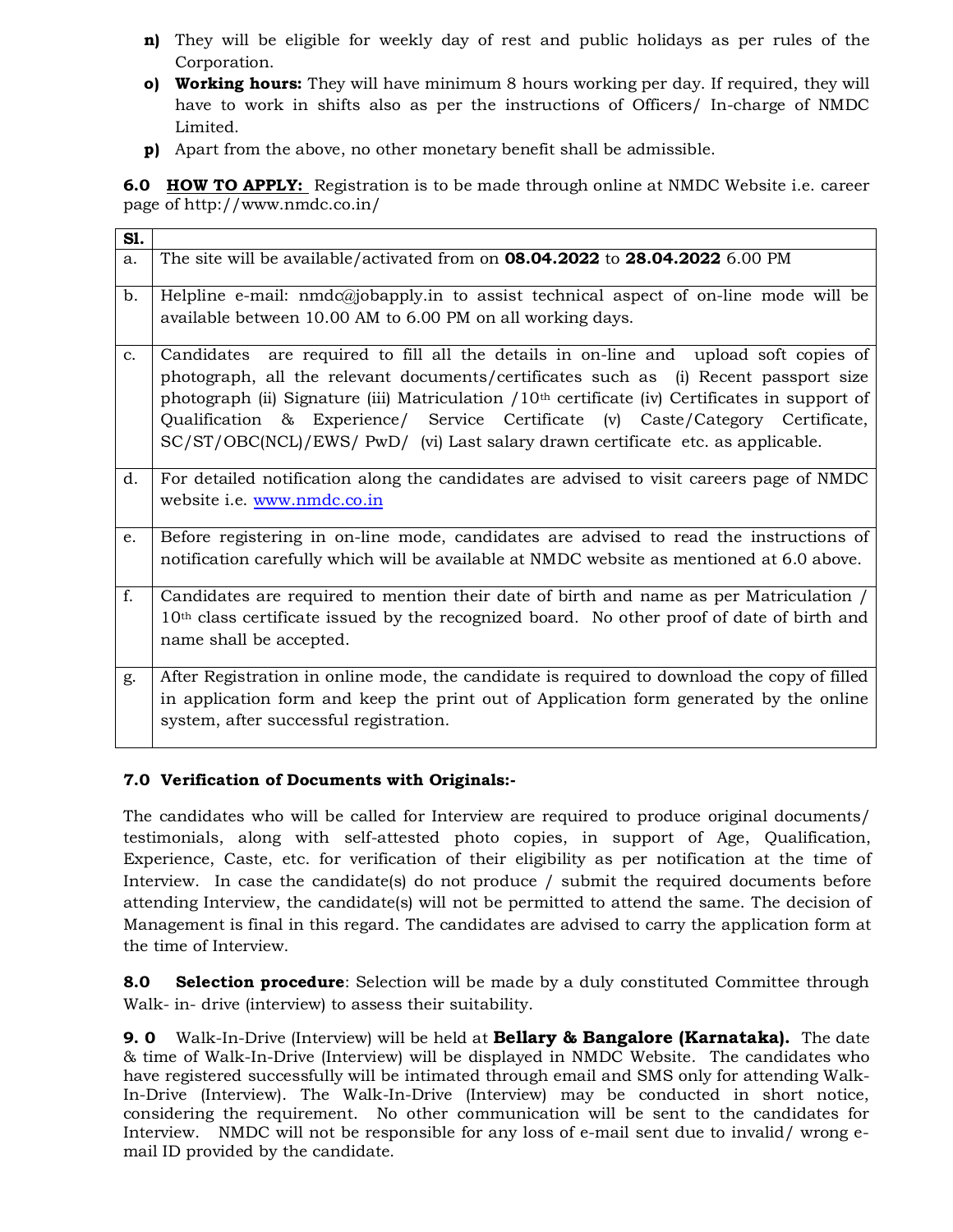- **n)** They will be eligible for weekly day of rest and public holidays as per rules of the Corporation.
- **o)** **Working hours:** They will have minimum 8 hours working per day. If required, they will have to work in shifts also as per the instructions of Officers/ In-charge of NMDC Limited.
- **p)** Apart from the above, no other monetary benefit shall be admissible.

**6.0** **HOW TO APPLY:** Registration is to be made through online at NMDC Website i.e. career page of http://www.nmdc.co.in/

| Sl. | |
|---|---|
| a. | The site will be available/activated from on **08.04.2022** to **28.04.2022** 6.00 PM |
| b. | Helpline e-mail: nmdc@jobapply.in to assist technical aspect of on-line mode will be available between 10.00 AM to 6.00 PM on all working days. |
| c. | Candidates are required to fill all the details in on-line and upload soft copies of photograph, all the relevant documents/certificates such as (i) Recent passport size photograph (ii) Signature (iii) Matriculation /10th certificate (iv) Certificates in support of Qualification & Experience/ Service Certificate (v) Caste/Category Certificate, SC/ST/OBC(NCL)/EWS/ PwD/ (vi) Last salary drawn certificate etc. as applicable. |
| d. | For detailed notification along the candidates are advised to visit careers page of NMDC website i.e. www.nmdc.co.in |
| e. | Before registering in on-line mode, candidates are advised to read the instructions of notification carefully which will be available at NMDC website as mentioned at 6.0 above. |
| f. | Candidates are required to mention their date of birth and name as per Matriculation / 10th class certificate issued by the recognized board. No other proof of date of birth and name shall be accepted. |
| g. | After Registration in online mode, the candidate is required to download the copy of filled in application form and keep the print out of Application form generated by the online system, after successful registration. |

**7.0 Verification of Documents with Originals:-**

The candidates who will be called for Interview are required to produce original documents/ testimonials, along with self-attested photo copies, in support of Age, Qualification, Experience, Caste, etc. for verification of their eligibility as per notification at the time of Interview. In case the candidate(s) do not produce / submit the required documents before attending Interview, the candidate(s) will not be permitted to attend the same. The decision of Management is final in this regard. The candidates are advised to carry the application form at the time of Interview.

**8.0** **Selection procedure**: Selection will be made by a duly constituted Committee through Walk- in- drive (interview) to assess their suitability.

**9. 0** Walk-In-Drive (Interview) will be held at **Bellary & Bangalore (Karnataka).** The date & time of Walk-In-Drive (Interview) will be displayed in NMDC Website. The candidates who have registered successfully will be intimated through email and SMS only for attending Walk-In-Drive (Interview). The Walk-In-Drive (Interview) may be conducted in short notice, considering the requirement. No other communication will be sent to the candidates for Interview. NMDC will not be responsible for any loss of e-mail sent due to invalid/ wrong e-mail ID provided by the candidate.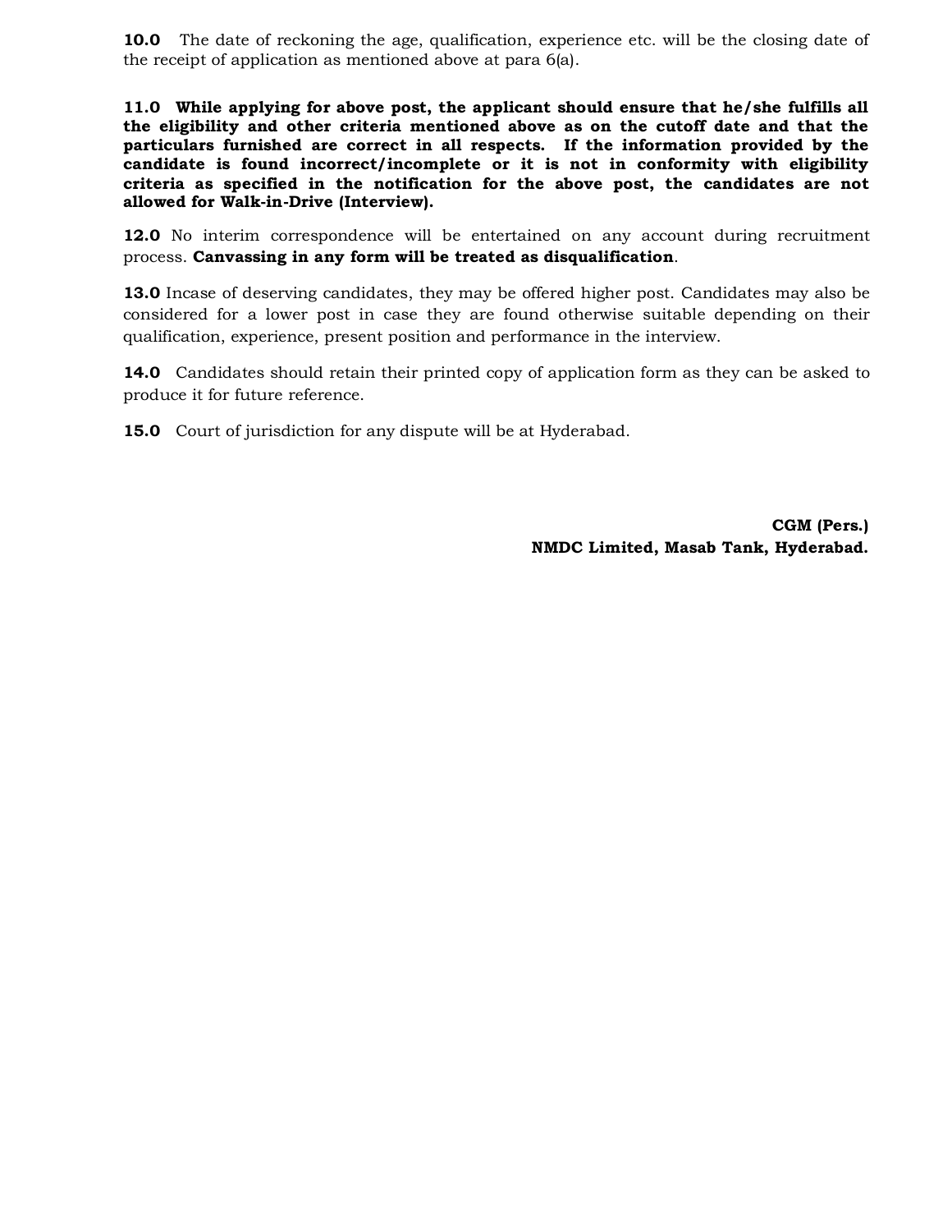**10.0** The date of reckoning the age, qualification, experience etc. will be the closing date of the receipt of application as mentioned above at para 6(a).

**11.0 While applying for above post, the applicant should ensure that he/she fulfills all the eligibility and other criteria mentioned above as on the cutoff date and that the particulars furnished are correct in all respects. If the information provided by the candidate is found incorrect/incomplete or it is not in conformity with eligibility criteria as specified in the notification for the above post, the candidates are not allowed for Walk-in-Drive (Interview).**

**12.0** No interim correspondence will be entertained on any account during recruitment process. **Canvassing in any form will be treated as disqualification**.

**13.0** Incase of deserving candidates, they may be offered higher post. Candidates may also be considered for a lower post in case they are found otherwise suitable depending on their qualification, experience, present position and performance in the interview.

**14.0** Candidates should retain their printed copy of application form as they can be asked to produce it for future reference.

**15.0** Court of jurisdiction for any dispute will be at Hyderabad.

**CGM (Pers.)**
**NMDC Limited, Masab Tank, Hyderabad.**